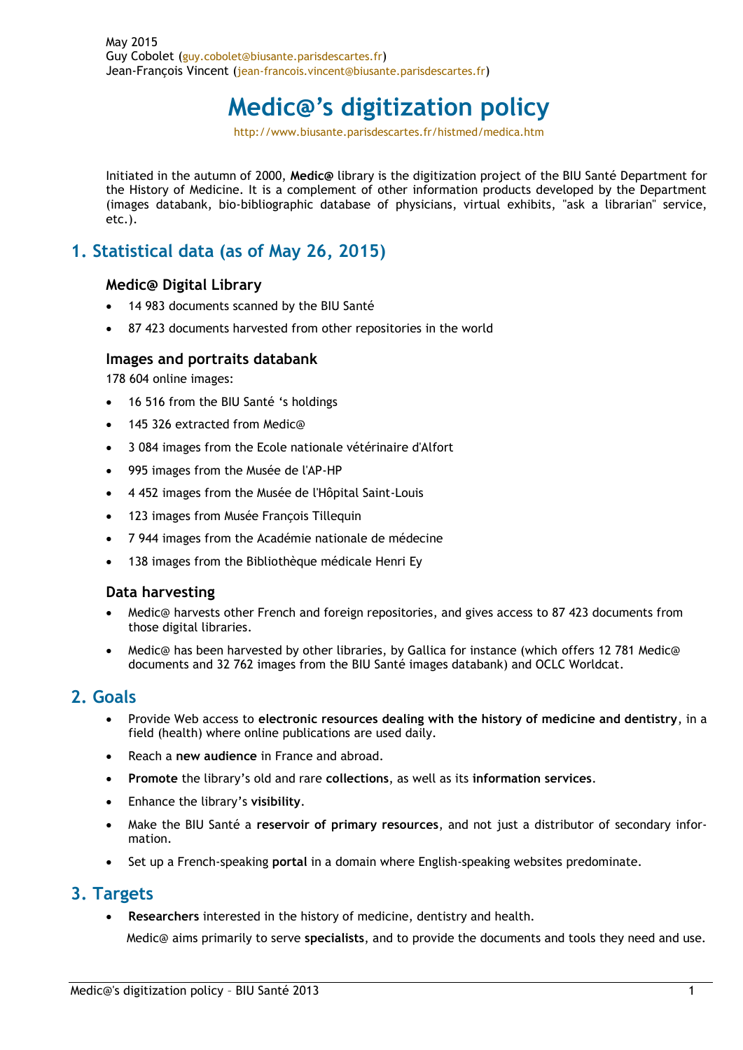May 2015
Guy Cobolet (guy.cobolet@biusante.parisdescartes.fr)
Jean-François Vincent (jean-francois.vincent@biusante.parisdescartes.fr)

# Medic@'s digitization policy

http://www.biusante.parisdescartes.fr/histmed/medica.htm

Initiated in the autumn of 2000, **Medic@** library is the digitization project of the BIU Santé Department for the History of Medicine. It is a complement of other information products developed by the Department (images databank, bio-bibliographic database of physicians, virtual exhibits, "ask a librarian" service, etc.).

## 1. Statistical data (as of May 26, 2015)

### Medic@ Digital Library

- 14 983 documents scanned by the BIU Santé
- 87 423 documents harvested from other repositories in the world

### Images and portraits databank

178 604 online images:

- 16 516 from the BIU Santé 's holdings
- 145 326 extracted from Medic@
- 3 084 images from the Ecole nationale vétérinaire d'Alfort
- 995 images from the Musée de l'AP-HP
- 4 452 images from the Musée de l'Hôpital Saint-Louis
- 123 images from Musée François Tillequin
- 7 944 images from the Académie nationale de médecine
- 138 images from the Bibliothèque médicale Henri Ey

### Data harvesting

- Medic@ harvests other French and foreign repositories, and gives access to 87 423 documents from those digital libraries.
- Medic@ has been harvested by other libraries, by Gallica for instance (which offers 12 781 Medic@ documents and 32 762 images from the BIU Santé images databank) and OCLC Worldcat.

## 2. Goals

- Provide Web access to **electronic resources dealing with the history of medicine and dentistry**, in a field (health) where online publications are used daily.
- Reach a **new audience** in France and abroad.
- **Promote** the library's old and rare **collections**, as well as its **information services**.
- Enhance the library's **visibility**.
- Make the BIU Santé a **reservoir of primary resources**, and not just a distributor of secondary information.
- Set up a French-speaking **portal** in a domain where English-speaking websites predominate.

## 3. Targets

- **Researchers** interested in the history of medicine, dentistry and health.

  Medic@ aims primarily to serve **specialists**, and to provide the documents and tools they need and use.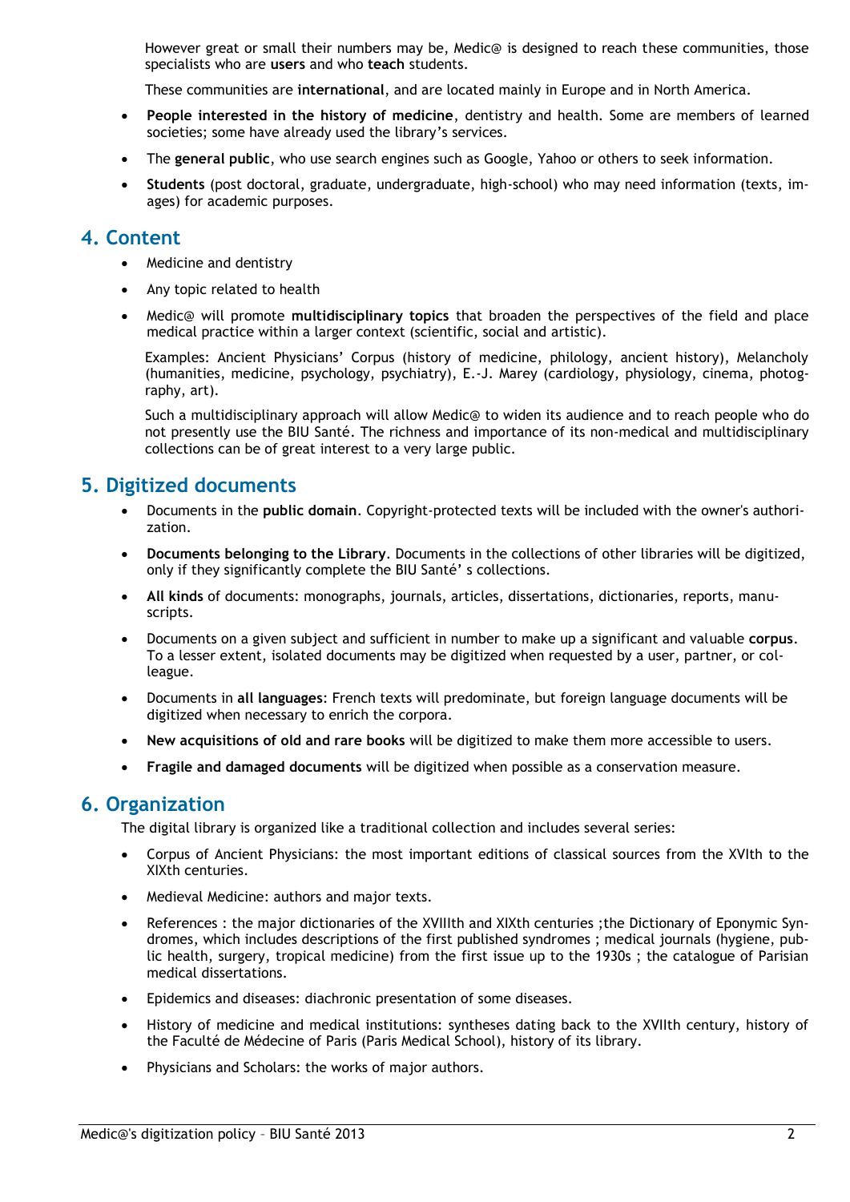However great or small their numbers may be, Medic@ is designed to reach these communities, those specialists who are **users** and who **teach** students.

These communities are **international**, and are located mainly in Europe and in North America.

- **People interested in the history of medicine**, dentistry and health. Some are members of learned societies; some have already used the library's services.
- The **general public**, who use search engines such as Google, Yahoo or others to seek information.
- **Students** (post doctoral, graduate, undergraduate, high-school) who may need information (texts, images) for academic purposes.

## 4. Content

- Medicine and dentistry
- Any topic related to health
- Medic@ will promote **multidisciplinary topics** that broaden the perspectives of the field and place medical practice within a larger context (scientific, social and artistic).

  Examples: Ancient Physicians' Corpus (history of medicine, philology, ancient history), Melancholy (humanities, medicine, psychology, psychiatry), E.-J. Marey (cardiology, physiology, cinema, photography, art).

  Such a multidisciplinary approach will allow Medic@ to widen its audience and to reach people who do not presently use the BIU Santé. The richness and importance of its non-medical and multidisciplinary collections can be of great interest to a very large public.

## 5. Digitized documents

- Documents in the **public domain**. Copyright-protected texts will be included with the owner's authorization.
- **Documents belonging to the Library**. Documents in the collections of other libraries will be digitized, only if they significantly complete the BIU Santé' s collections.
- **All kinds** of documents: monographs, journals, articles, dissertations, dictionaries, reports, manuscripts.
- Documents on a given subject and sufficient in number to make up a significant and valuable **corpus**. To a lesser extent, isolated documents may be digitized when requested by a user, partner, or colleague.
- Documents in **all languages**: French texts will predominate, but foreign language documents will be digitized when necessary to enrich the corpora.
- **New acquisitions of old and rare books** will be digitized to make them more accessible to users.
- **Fragile and damaged documents** will be digitized when possible as a conservation measure.

## 6. Organization

The digital library is organized like a traditional collection and includes several series:

- Corpus of Ancient Physicians: the most important editions of classical sources from the XVIth to the XIXth centuries.
- Medieval Medicine: authors and major texts.
- References : the major dictionaries of the XVIIIth and XIXth centuries ;the Dictionary of Eponymic Syndromes, which includes descriptions of the first published syndromes ; medical journals (hygiene, public health, surgery, tropical medicine) from the first issue up to the 1930s ; the catalogue of Parisian medical dissertations.
- Epidemics and diseases: diachronic presentation of some diseases.
- History of medicine and medical institutions: syntheses dating back to the XVIIth century, history of the Faculté de Médecine of Paris (Paris Medical School), history of its library.
- Physicians and Scholars: the works of major authors.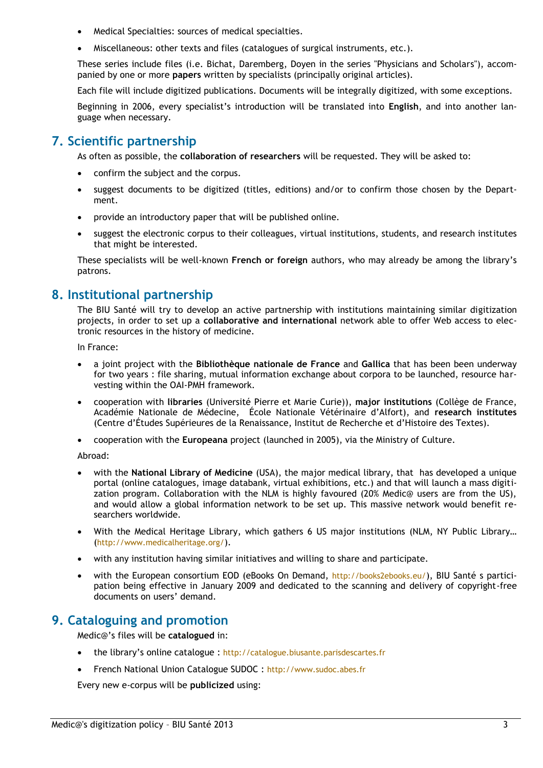- Medical Specialties: sources of medical specialties.
- Miscellaneous: other texts and files (catalogues of surgical instruments, etc.).

These series include files (i.e. Bichat, Daremberg, Doyen in the series "Physicians and Scholars"), accompanied by one or more **papers** written by specialists (principally original articles).

Each file will include digitized publications. Documents will be integrally digitized, with some exceptions.

Beginning in 2006, every specialist's introduction will be translated into **English**, and into another language when necessary.

## 7. Scientific partnership

As often as possible, the **collaboration of researchers** will be requested. They will be asked to:

- confirm the subject and the corpus.
- suggest documents to be digitized (titles, editions) and/or to confirm those chosen by the Department.
- provide an introductory paper that will be published online.
- suggest the electronic corpus to their colleagues, virtual institutions, students, and research institutes that might be interested.

These specialists will be well-known **French or foreign** authors, who may already be among the library's patrons.

## 8. Institutional partnership

The BIU Santé will try to develop an active partnership with institutions maintaining similar digitization projects, in order to set up a **collaborative and international** network able to offer Web access to electronic resources in the history of medicine.

In France:

- a joint project with the **Bibliothèque nationale de France** and **Gallica** that has been been underway for two years : file sharing, mutual information exchange about corpora to be launched, resource harvesting within the OAI-PMH framework.
- cooperation with **libraries** (Université Pierre et Marie Curie)), **major institutions** (Collège de France, Académie Nationale de Médecine, École Nationale Vétérinaire d'Alfort), and **research institutes** (Centre d'Études Supérieures de la Renaissance, Institut de Recherche et d'Histoire des Textes).
- cooperation with the **Europeana** project (launched in 2005), via the Ministry of Culture.

Abroad:

- with the **National Library of Medicine** (USA), the major medical library, that has developed a unique portal (online catalogues, image databank, virtual exhibitions, etc.) and that will launch a mass digitization program. Collaboration with the NLM is highly favoured (20% Medic@ users are from the US), and would allow a global information network to be set up. This massive network would benefit researchers worldwide.
- With the Medical Heritage Library, which gathers 6 US major institutions (NLM, NY Public Library… (http://www.medicalheritage.org/).
- with any institution having similar initiatives and willing to share and participate.
- with the European consortium EOD (eBooks On Demand, http://books2ebooks.eu/), BIU Santé s participation being effective in January 2009 and dedicated to the scanning and delivery of copyright-free documents on users' demand.

## 9. Cataloguing and promotion

Medic@'s files will be **catalogued** in:

- the library's online catalogue : http://catalogue.biusante.parisdescartes.fr
- French National Union Catalogue SUDOC : http://www.sudoc.abes.fr

Every new e-corpus will be **publicized** using: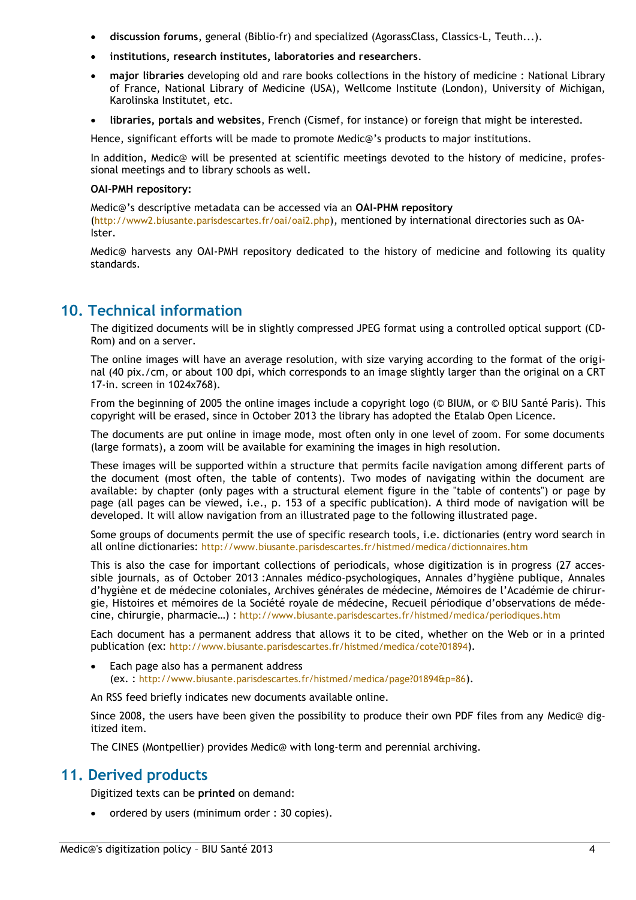- **discussion forums**, general (Biblio-fr) and specialized (AgorassClass, Classics-L, Teuth...).
- **institutions, research institutes, laboratories and researchers**.
- **major libraries** developing old and rare books collections in the history of medicine : National Library of France, National Library of Medicine (USA), Wellcome Institute (London), University of Michigan, Karolinska Institutet, etc.
- **libraries, portals and websites**, French (Cismef, for instance) or foreign that might be interested.

Hence, significant efforts will be made to promote Medic@'s products to major institutions.

In addition, Medic@ will be presented at scientific meetings devoted to the history of medicine, professional meetings and to library schools as well.

**OAI-PMH repository:**

Medic@'s descriptive metadata can be accessed via an **OAI-PHM repository** (http://www2.biusante.parisdescartes.fr/oai/oai2.php), mentioned by international directories such as OA-Ister.

Medic@ harvests any OAI-PMH repository dedicated to the history of medicine and following its quality standards.

## 10. Technical information

The digitized documents will be in slightly compressed JPEG format using a controlled optical support (CD-Rom) and on a server.

The online images will have an average resolution, with size varying according to the format of the original (40 pix./cm, or about 100 dpi, which corresponds to an image slightly larger than the original on a CRT 17-in. screen in 1024x768).

From the beginning of 2005 the online images include a copyright logo (© BIUM, or © BIU Santé Paris). This copyright will be erased, since in October 2013 the library has adopted the Etalab Open Licence.

The documents are put online in image mode, most often only in one level of zoom. For some documents (large formats), a zoom will be available for examining the images in high resolution.

These images will be supported within a structure that permits facile navigation among different parts of the document (most often, the table of contents). Two modes of navigating within the document are available: by chapter (only pages with a structural element figure in the "table of contents") or page by page (all pages can be viewed, i.e., p. 153 of a specific publication). A third mode of navigation will be developed. It will allow navigation from an illustrated page to the following illustrated page.

Some groups of documents permit the use of specific research tools, i.e. dictionaries (entry word search in all online dictionaries: http://www.biusante.parisdescartes.fr/histmed/medica/dictionnaires.htm

This is also the case for important collections of periodicals, whose digitization is in progress (27 accessible journals, as of October 2013 :Annales médico-psychologiques, Annales d'hygiène publique, Annales d'hygiène et de médecine coloniales, Archives générales de médecine, Mémoires de l'Académie de chirurgie, Histoires et mémoires de la Société royale de médecine, Recueil périodique d'observations de médecine, chirurgie, pharmacie…) : http://www.biusante.parisdescartes.fr/histmed/medica/periodiques.htm

Each document has a permanent address that allows it to be cited, whether on the Web or in a printed publication (ex: http://www.biusante.parisdescartes.fr/histmed/medica/cote?01894).

- Each page also has a permanent address (ex. : http://www.biusante.parisdescartes.fr/histmed/medica/page?01894&p=86).

An RSS feed briefly indicates new documents available online.

Since 2008, the users have been given the possibility to produce their own PDF files from any Medic@ digitized item.

The CINES (Montpellier) provides Medic@ with long-term and perennial archiving.

## 11. Derived products

Digitized texts can be **printed** on demand:

- ordered by users (minimum order : 30 copies).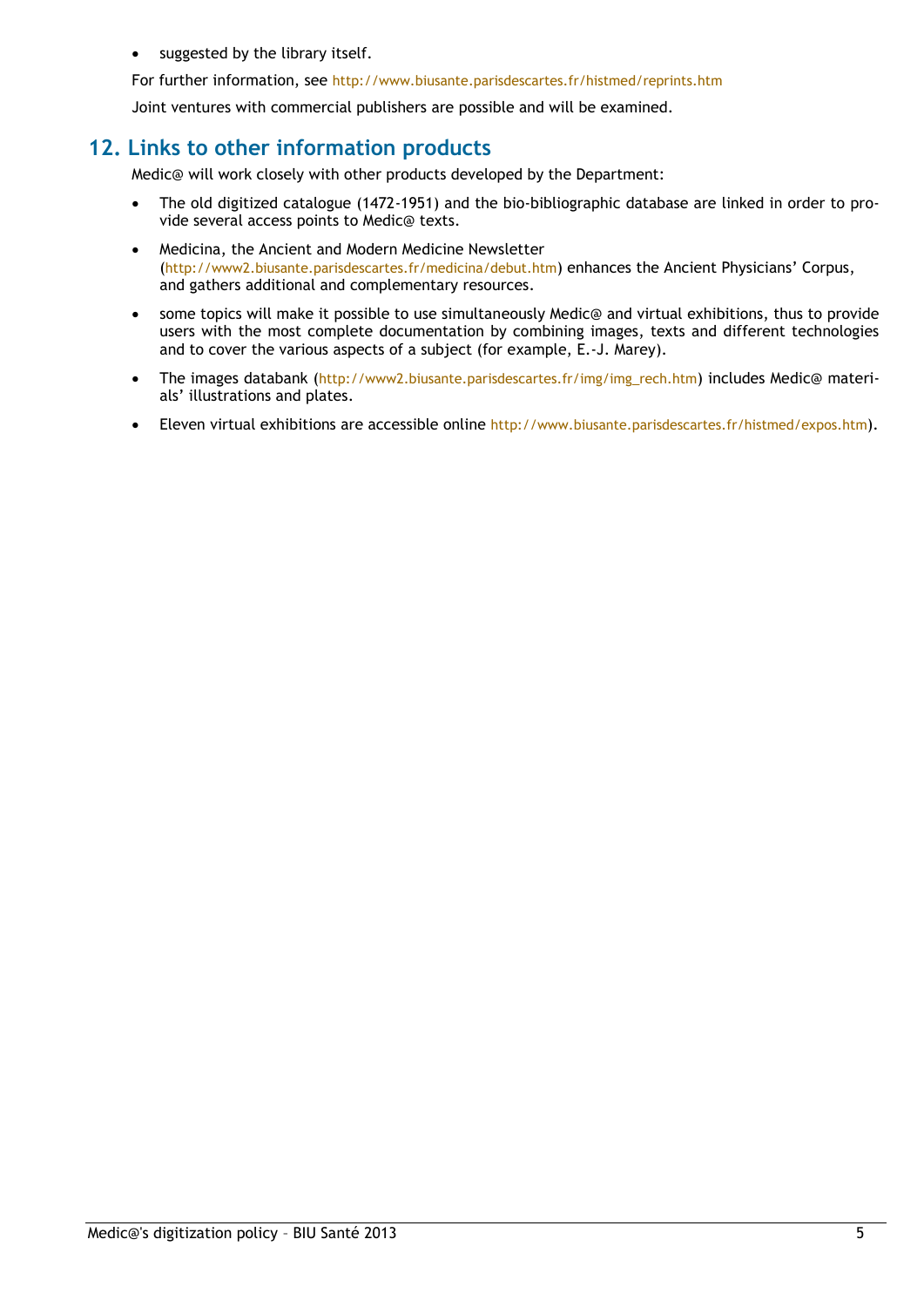- suggested by the library itself.

For further information, see http://www.biusante.parisdescartes.fr/histmed/reprints.htm

Joint ventures with commercial publishers are possible and will be examined.

## 12. Links to other information products

Medic@ will work closely with other products developed by the Department:

- The old digitized catalogue (1472-1951) and the bio-bibliographic database are linked in order to provide several access points to Medic@ texts.
- Medicina, the Ancient and Modern Medicine Newsletter (http://www2.biusante.parisdescartes.fr/medicina/debut.htm) enhances the Ancient Physicians' Corpus, and gathers additional and complementary resources.
- some topics will make it possible to use simultaneously Medic@ and virtual exhibitions, thus to provide users with the most complete documentation by combining images, texts and different technologies and to cover the various aspects of a subject (for example, E.-J. Marey).
- The images databank (http://www2.biusante.parisdescartes.fr/img/img_rech.htm) includes Medic@ materials' illustrations and plates.
- Eleven virtual exhibitions are accessible online http://www.biusante.parisdescartes.fr/histmed/expos.htm).